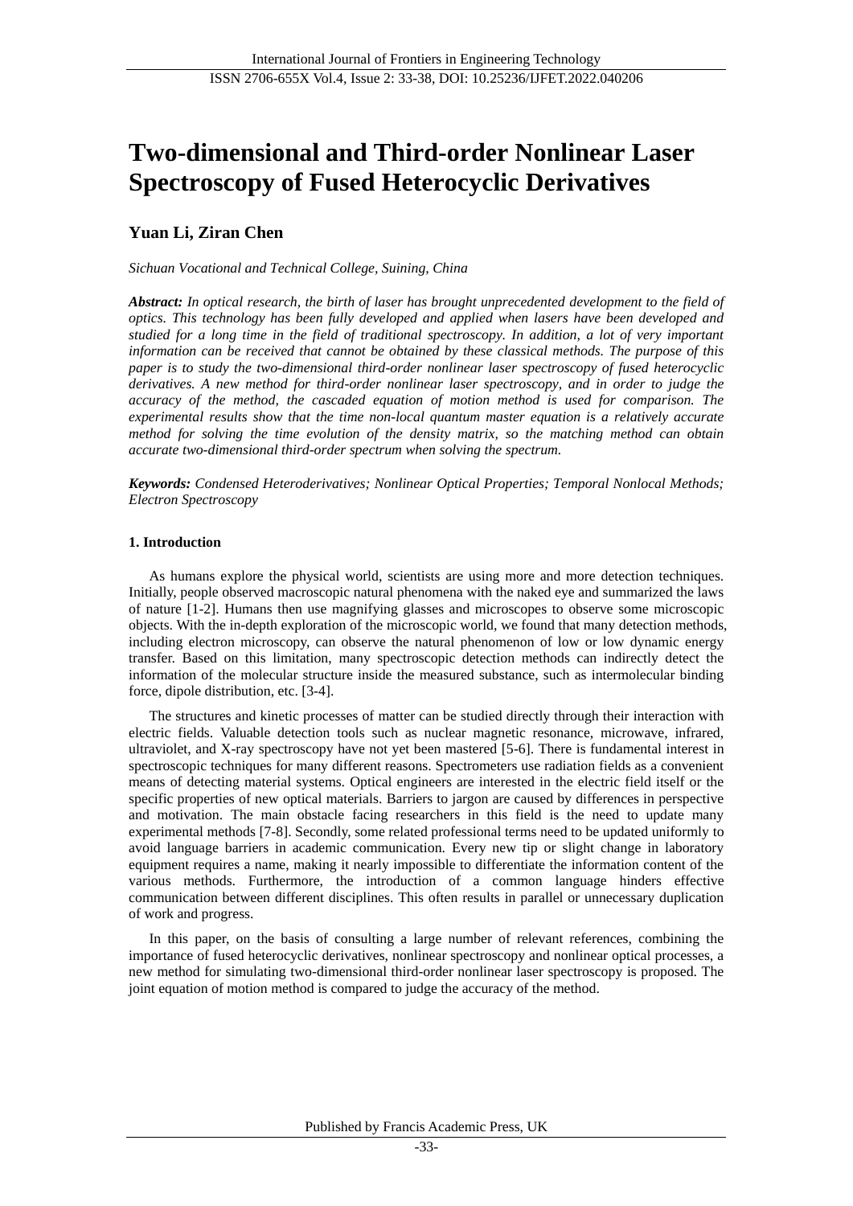# Two-dimensional and Third-order Nonlinear Laser Spectroscopy of Fused Heterocyclic Derivatives

**Yuan Li, Ziran Chen**

*Sichuan Vocational and Technical College, Suining, China*

***Abstract:*** *In optical research, the birth of laser has brought unprecedented development to the field of optics. This technology has been fully developed and applied when lasers have been developed and studied for a long time in the field of traditional spectroscopy. In addition, a lot of very important information can be received that cannot be obtained by these classical methods. The purpose of this paper is to study the two-dimensional third-order nonlinear laser spectroscopy of fused heterocyclic derivatives. A new method for third-order nonlinear laser spectroscopy, and in order to judge the accuracy of the method, the cascaded equation of motion method is used for comparison. The experimental results show that the time non-local quantum master equation is a relatively accurate method for solving the time evolution of the density matrix, so the matching method can obtain accurate two-dimensional third-order spectrum when solving the spectrum.*

***Keywords:*** *Condensed Heteroderivatives; Nonlinear Optical Properties; Temporal Nonlocal Methods; Electron Spectroscopy*

## 1. Introduction

As humans explore the physical world, scientists are using more and more detection techniques. Initially, people observed macroscopic natural phenomena with the naked eye and summarized the laws of nature [1-2]. Humans then use magnifying glasses and microscopes to observe some microscopic objects. With the in-depth exploration of the microscopic world, we found that many detection methods, including electron microscopy, can observe the natural phenomenon of low or low dynamic energy transfer. Based on this limitation, many spectroscopic detection methods can indirectly detect the information of the molecular structure inside the measured substance, such as intermolecular binding force, dipole distribution, etc. [3-4].

The structures and kinetic processes of matter can be studied directly through their interaction with electric fields. Valuable detection tools such as nuclear magnetic resonance, microwave, infrared, ultraviolet, and X-ray spectroscopy have not yet been mastered [5-6]. There is fundamental interest in spectroscopic techniques for many different reasons. Spectrometers use radiation fields as a convenient means of detecting material systems. Optical engineers are interested in the electric field itself or the specific properties of new optical materials. Barriers to jargon are caused by differences in perspective and motivation. The main obstacle facing researchers in this field is the need to update many experimental methods [7-8]. Secondly, some related professional terms need to be updated uniformly to avoid language barriers in academic communication. Every new tip or slight change in laboratory equipment requires a name, making it nearly impossible to differentiate the information content of the various methods. Furthermore, the introduction of a common language hinders effective communication between different disciplines. This often results in parallel or unnecessary duplication of work and progress.

In this paper, on the basis of consulting a large number of relevant references, combining the importance of fused heterocyclic derivatives, nonlinear spectroscopy and nonlinear optical processes, a new method for simulating two-dimensional third-order nonlinear laser spectroscopy is proposed. The joint equation of motion method is compared to judge the accuracy of the method.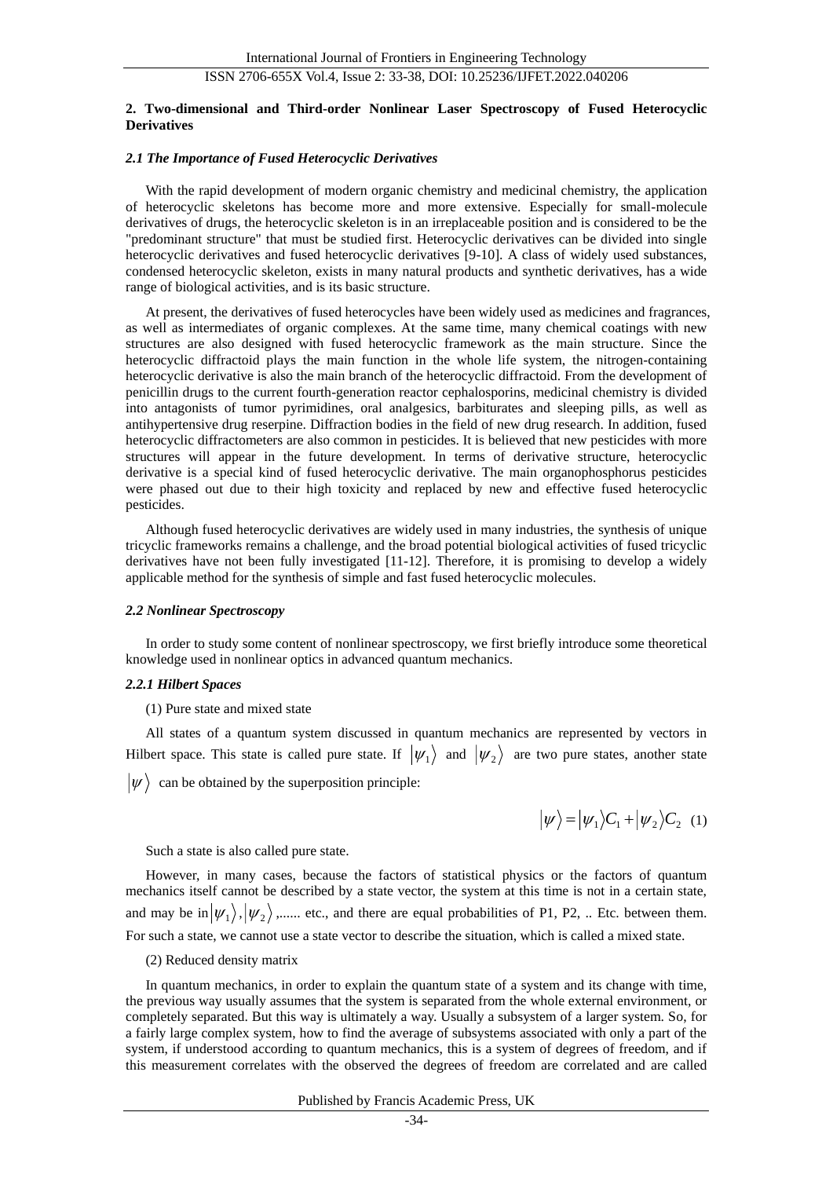### 2. Two-dimensional and Third-order Nonlinear Laser Spectroscopy of Fused Heterocyclic Derivatives

#### *2.1 The Importance of Fused Heterocyclic Derivatives*

With the rapid development of modern organic chemistry and medicinal chemistry, the application of heterocyclic skeletons has become more and more extensive. Especially for small-molecule derivatives of drugs, the heterocyclic skeleton is in an irreplaceable position and is considered to be the "predominant structure" that must be studied first. Heterocyclic derivatives can be divided into single heterocyclic derivatives and fused heterocyclic derivatives [9-10]. A class of widely used substances, condensed heterocyclic skeleton, exists in many natural products and synthetic derivatives, has a wide range of biological activities, and is its basic structure.

At present, the derivatives of fused heterocycles have been widely used as medicines and fragrances, as well as intermediates of organic complexes. At the same time, many chemical coatings with new structures are also designed with fused heterocyclic framework as the main structure. Since the heterocyclic diffractoid plays the main function in the whole life system, the nitrogen-containing heterocyclic derivative is also the main branch of the heterocyclic diffractoid. From the development of penicillin drugs to the current fourth-generation reactor cephalosporins, medicinal chemistry is divided into antagonists of tumor pyrimidines, oral analgesics, barbiturates and sleeping pills, as well as antihypertensive drug reserpine. Diffraction bodies in the field of new drug research. In addition, fused heterocyclic diffractometers are also common in pesticides. It is believed that new pesticides with more structures will appear in the future development. In terms of derivative structure, heterocyclic derivative is a special kind of fused heterocyclic derivative. The main organophosphorus pesticides were phased out due to their high toxicity and replaced by new and effective fused heterocyclic pesticides.

Although fused heterocyclic derivatives are widely used in many industries, the synthesis of unique tricyclic frameworks remains a challenge, and the broad potential biological activities of fused tricyclic derivatives have not been fully investigated [11-12]. Therefore, it is promising to develop a widely applicable method for the synthesis of simple and fast fused heterocyclic molecules.

#### *2.2 Nonlinear Spectroscopy*

In order to study some content of nonlinear spectroscopy, we first briefly introduce some theoretical knowledge used in nonlinear optics in advanced quantum mechanics.

##### *2.2.1 Hilbert Spaces*

(1) Pure state and mixed state

All states of a quantum system discussed in quantum mechanics are represented by vectors in Hilbert space. This state is called pure state. If $|\psi_1\rangle$ and $|\psi_2\rangle$ are two pure states, another state $|\psi\rangle$ can be obtained by the superposition principle:

$$|\psi\rangle = |\psi_1\rangle C_1 + |\psi_2\rangle C_2 \quad (1)$$

Such a state is also called pure state.

However, in many cases, because the factors of statistical physics or the factors of quantum mechanics itself cannot be described by a state vector, the system at this time is not in a certain state, and may be in $|\psi_1\rangle, |\psi_2\rangle$,...... etc., and there are equal probabilities of P1, P2, .. Etc. between them. For such a state, we cannot use a state vector to describe the situation, which is called a mixed state.

(2) Reduced density matrix

In quantum mechanics, in order to explain the quantum state of a system and its change with time, the previous way usually assumes that the system is separated from the whole external environment, or completely separated. But this way is ultimately a way. Usually a subsystem of a larger system. So, for a fairly large complex system, how to find the average of subsystems associated with only a part of the system, if understood according to quantum mechanics, this is a system of degrees of freedom, and if this measurement correlates with the observed the degrees of freedom are correlated and are called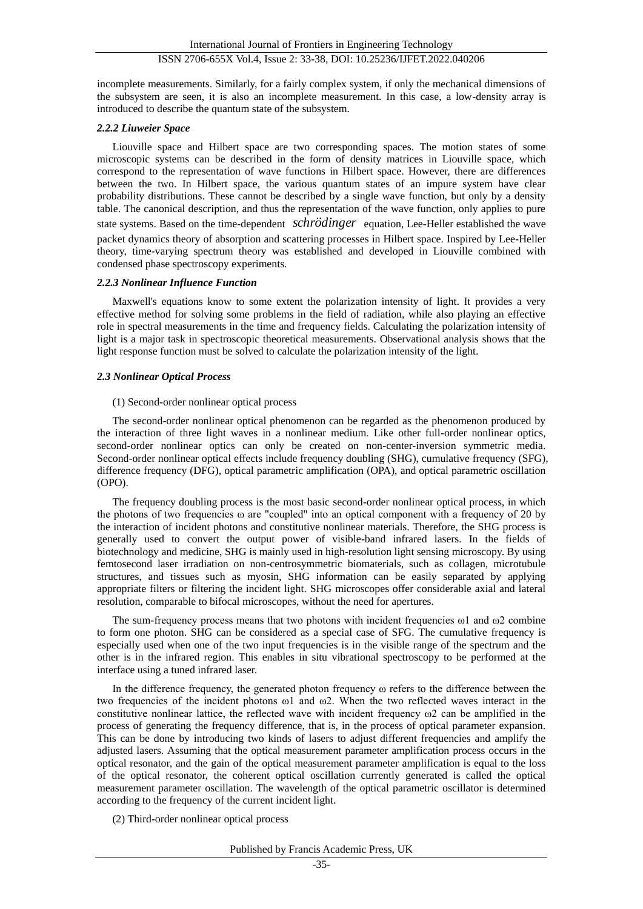incomplete measurements. Similarly, for a fairly complex system, if only the mechanical dimensions of the subsystem are seen, it is also an incomplete measurement. In this case, a low-density array is introduced to describe the quantum state of the subsystem.

#### *2.2.2 Liuweier Space*

Liouville space and Hilbert space are two corresponding spaces. The motion states of some microscopic systems can be described in the form of density matrices in Liouville space, which correspond to the representation of wave functions in Hilbert space. However, there are differences between the two. In Hilbert space, the various quantum states of an impure system have clear probability distributions. These cannot be described by a single wave function, but only by a density table. The canonical description, and thus the representation of the wave function, only applies to pure state systems. Based on the time-dependent *schrödinger* equation, Lee-Heller established the wave packet dynamics theory of absorption and scattering processes in Hilbert space. Inspired by Lee-Heller theory, time-varying spectrum theory was established and developed in Liouville combined with condensed phase spectroscopy experiments.

#### *2.2.3 Nonlinear Influence Function*

Maxwell's equations know to some extent the polarization intensity of light. It provides a very effective method for solving some problems in the field of radiation, while also playing an effective role in spectral measurements in the time and frequency fields. Calculating the polarization intensity of light is a major task in spectroscopic theoretical measurements. Observational analysis shows that the light response function must be solved to calculate the polarization intensity of the light.

### *2.3 Nonlinear Optical Process*

(1) Second-order nonlinear optical process

The second-order nonlinear optical phenomenon can be regarded as the phenomenon produced by the interaction of three light waves in a nonlinear medium. Like other full-order nonlinear optics, second-order nonlinear optics can only be created on non-center-inversion symmetric media. Second-order nonlinear optical effects include frequency doubling (SHG), cumulative frequency (SFG), difference frequency (DFG), optical parametric amplification (OPA), and optical parametric oscillation (OPO).

The frequency doubling process is the most basic second-order nonlinear optical process, in which the photons of two frequencies ω are "coupled" into an optical component with a frequency of 20 by the interaction of incident photons and constitutive nonlinear materials. Therefore, the SHG process is generally used to convert the output power of visible-band infrared lasers. In the fields of biotechnology and medicine, SHG is mainly used in high-resolution light sensing microscopy. By using femtosecond laser irradiation on non-centrosymmetric biomaterials, such as collagen, microtubule structures, and tissues such as myosin, SHG information can be easily separated by applying appropriate filters or filtering the incident light. SHG microscopes offer considerable axial and lateral resolution, comparable to bifocal microscopes, without the need for apertures.

The sum-frequency process means that two photons with incident frequencies ω1 and ω2 combine to form one photon. SHG can be considered as a special case of SFG. The cumulative frequency is especially used when one of the two input frequencies is in the visible range of the spectrum and the other is in the infrared region. This enables in situ vibrational spectroscopy to be performed at the interface using a tuned infrared laser.

In the difference frequency, the generated photon frequency ω refers to the difference between the two frequencies of the incident photons ω1 and ω2. When the two reflected waves interact in the constitutive nonlinear lattice, the reflected wave with incident frequency ω2 can be amplified in the process of generating the frequency difference, that is, in the process of optical parameter expansion. This can be done by introducing two kinds of lasers to adjust different frequencies and amplify the adjusted lasers. Assuming that the optical measurement parameter amplification process occurs in the optical resonator, and the gain of the optical measurement parameter amplification is equal to the loss of the optical resonator, the coherent optical oscillation currently generated is called the optical measurement parameter oscillation. The wavelength of the optical parametric oscillator is determined according to the frequency of the current incident light.

(2) Third-order nonlinear optical process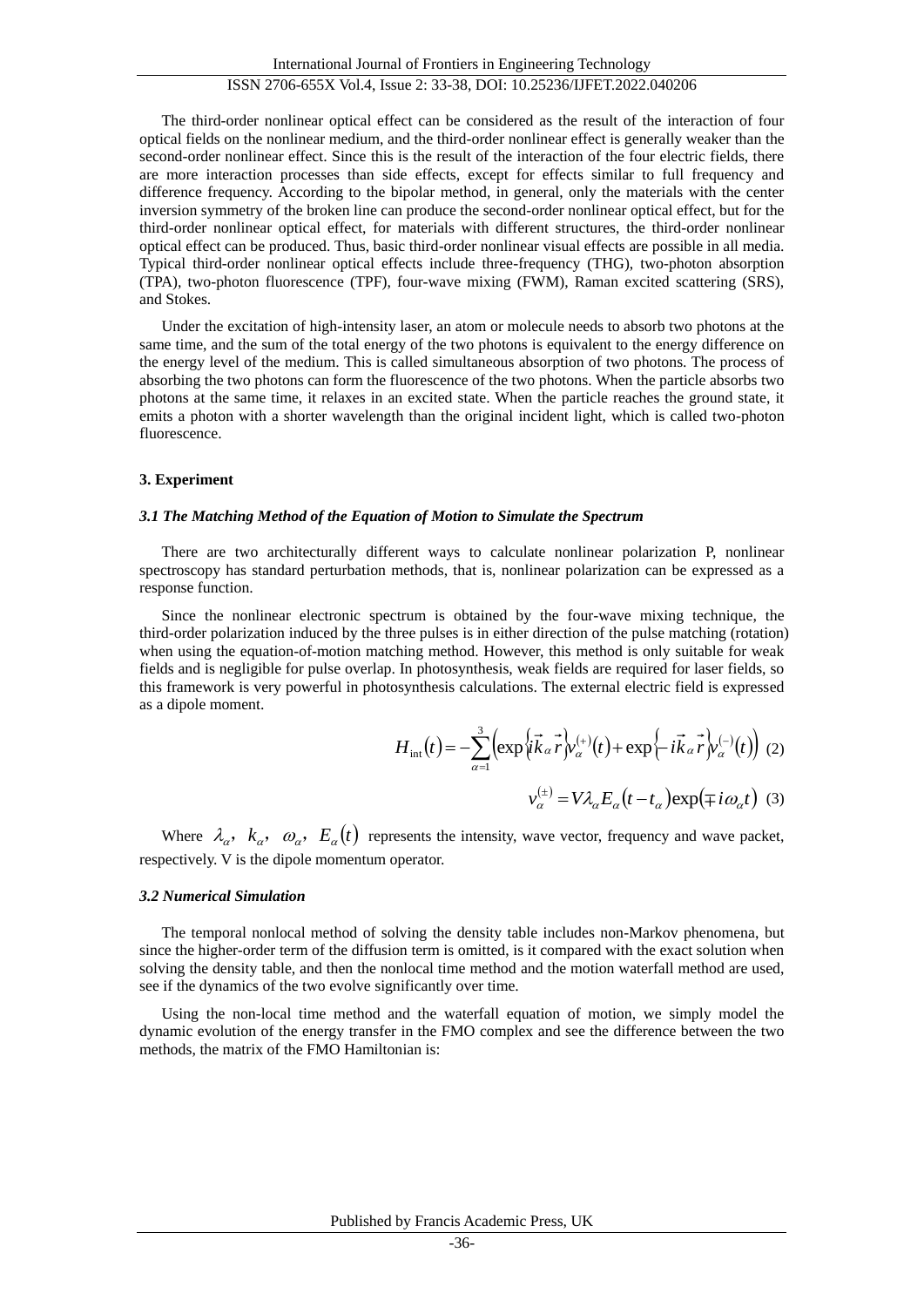The third-order nonlinear optical effect can be considered as the result of the interaction of four optical fields on the nonlinear medium, and the third-order nonlinear effect is generally weaker than the second-order nonlinear effect. Since this is the result of the interaction of the four electric fields, there are more interaction processes than side effects, except for effects similar to full frequency and difference frequency. According to the bipolar method, in general, only the materials with the center inversion symmetry of the broken line can produce the second-order nonlinear optical effect, but for the third-order nonlinear optical effect, for materials with different structures, the third-order nonlinear optical effect can be produced. Thus, basic third-order nonlinear visual effects are possible in all media. Typical third-order nonlinear optical effects include three-frequency (THG), two-photon absorption (TPA), two-photon fluorescence (TPF), four-wave mixing (FWM), Raman excited scattering (SRS), and Stokes.

Under the excitation of high-intensity laser, an atom or molecule needs to absorb two photons at the same time, and the sum of the total energy of the two photons is equivalent to the energy difference on the energy level of the medium. This is called simultaneous absorption of two photons. The process of absorbing the two photons can form the fluorescence of the two photons. When the particle absorbs two photons at the same time, it relaxes in an excited state. When the particle reaches the ground state, it emits a photon with a shorter wavelength than the original incident light, which is called two-photon fluorescence.

## 3. Experiment

### *3.1 The Matching Method of the Equation of Motion to Simulate the Spectrum*

There are two architecturally different ways to calculate nonlinear polarization P, nonlinear spectroscopy has standard perturbation methods, that is, nonlinear polarization can be expressed as a response function.

Since the nonlinear electronic spectrum is obtained by the four-wave mixing technique, the third-order polarization induced by the three pulses is in either direction of the pulse matching (rotation) when using the equation-of-motion matching method. However, this method is only suitable for weak fields and is negligible for pulse overlap. In photosynthesis, weak fields are required for laser fields, so this framework is very powerful in photosynthesis calculations. The external electric field is expressed as a dipole moment.

$$H_{\text{int}}(t) = -\sum_{\alpha=1}^{3}\left(\exp\left\{i\vec{k}_\alpha \vec{r}\right\}v_\alpha^{(+)}(t) + \exp\left\{-i\vec{k}_\alpha \vec{r}\right\}v_\alpha^{(-)}(t)\right) \quad (2)$$

$$v_\alpha^{(\pm)} = V\lambda_\alpha E_\alpha(t - t_\alpha)\exp(\mp i\omega_\alpha t) \quad (3)$$

Where $\lambda_\alpha$, $k_\alpha$, $\omega_\alpha$, $E_\alpha(t)$ represents the intensity, wave vector, frequency and wave packet, respectively. V is the dipole momentum operator.

### *3.2 Numerical Simulation*

The temporal nonlocal method of solving the density table includes non-Markov phenomena, but since the higher-order term of the diffusion term is omitted, is it compared with the exact solution when solving the density table, and then the nonlocal time method and the motion waterfall method are used, see if the dynamics of the two evolve significantly over time.

Using the non-local time method and the waterfall equation of motion, we simply model the dynamic evolution of the energy transfer in the FMO complex and see the difference between the two methods, the matrix of the FMO Hamiltonian is: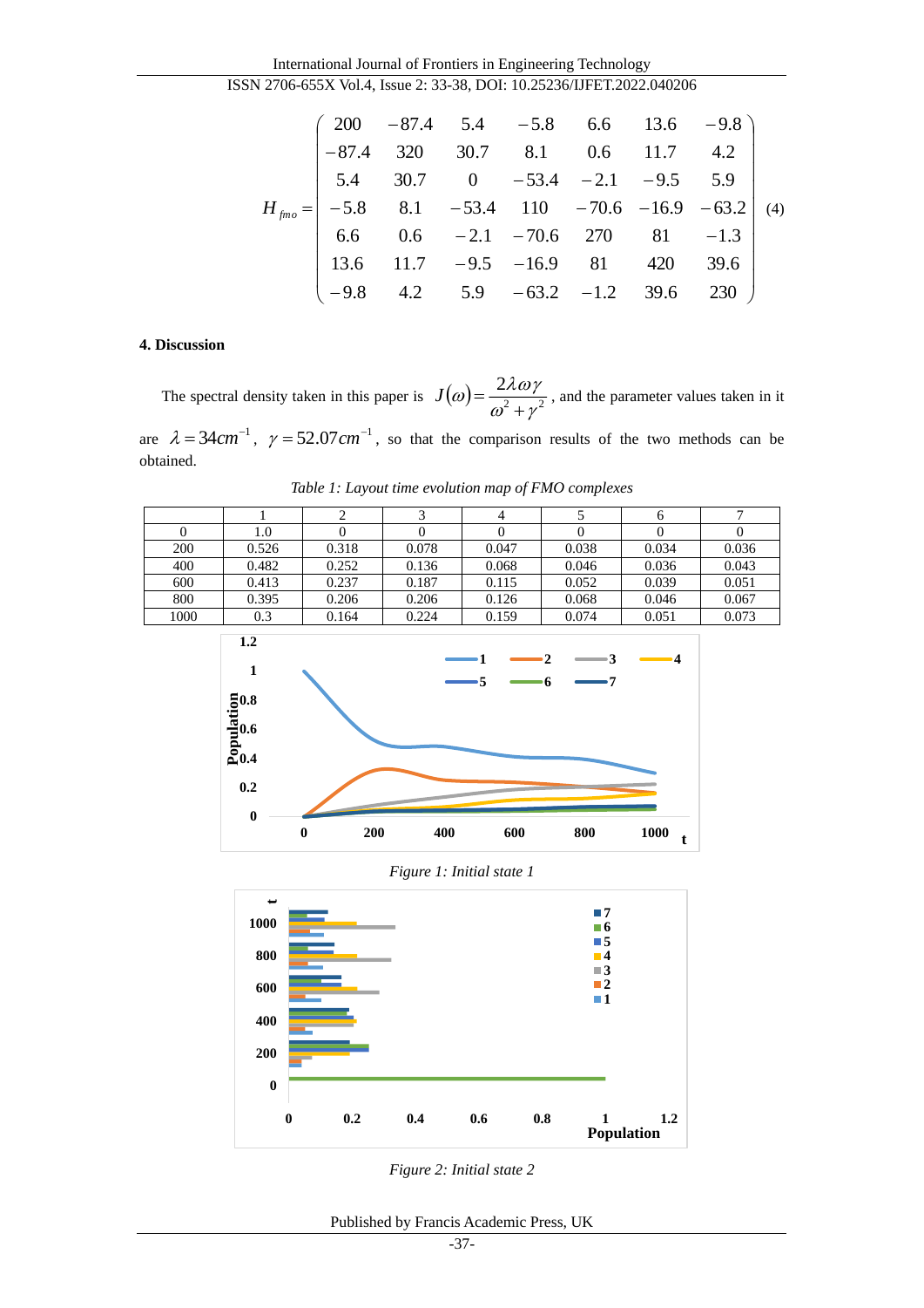$$H_{fmo} = \begin{pmatrix} 200 & -87.4 & 5.4 & -5.8 & 6.6 & 13.6 & -9.8 \\ -87.4 & 320 & 30.7 & 8.1 & 0.6 & 11.7 & 4.2 \\ 5.4 & 30.7 & 0 & -53.4 & -2.1 & -9.5 & 5.9 \\ -5.8 & 8.1 & -53.4 & 110 & -70.6 & -16.9 & -63.2 \\ 6.6 & 0.6 & -2.1 & -70.6 & 270 & 81 & -1.3 \\ 13.6 & 11.7 & -9.5 & -16.9 & 81 & 420 & 39.6 \\ -9.8 & 4.2 & 5.9 & -63.2 & -1.2 & 39.6 & 230 \end{pmatrix} \quad (4)$$

#### 4. Discussion

The spectral density taken in this paper is $J(\omega) = \dfrac{2\lambda\omega\gamma}{\omega^2 + \gamma^2}$, and the parameter values taken in it are $\lambda = 34cm^{-1}$, $\gamma = 52.07cm^{-1}$, so that the comparison results of the two methods can be obtained.

*Table 1: Layout time evolution map of FMO complexes*

| | 1 | 2 | 3 | 4 | 5 | 6 | 7 |
|---|---|---|---|---|---|---|---|
| 0 | 1.0 | 0 | 0 | 0 | 0 | 0 | 0 |
| 200 | 0.526 | 0.318 | 0.078 | 0.047 | 0.038 | 0.034 | 0.036 |
| 400 | 0.482 | 0.252 | 0.136 | 0.068 | 0.046 | 0.036 | 0.043 |
| 600 | 0.413 | 0.237 | 0.187 | 0.115 | 0.052 | 0.039 | 0.051 |
| 800 | 0.395 | 0.206 | 0.206 | 0.126 | 0.068 | 0.046 | 0.067 |
| 1000 | 0.3 | 0.164 | 0.224 | 0.159 | 0.074 | 0.051 | 0.073 |

*Figure 1: Initial state 1*

*Figure 2: Initial state 2*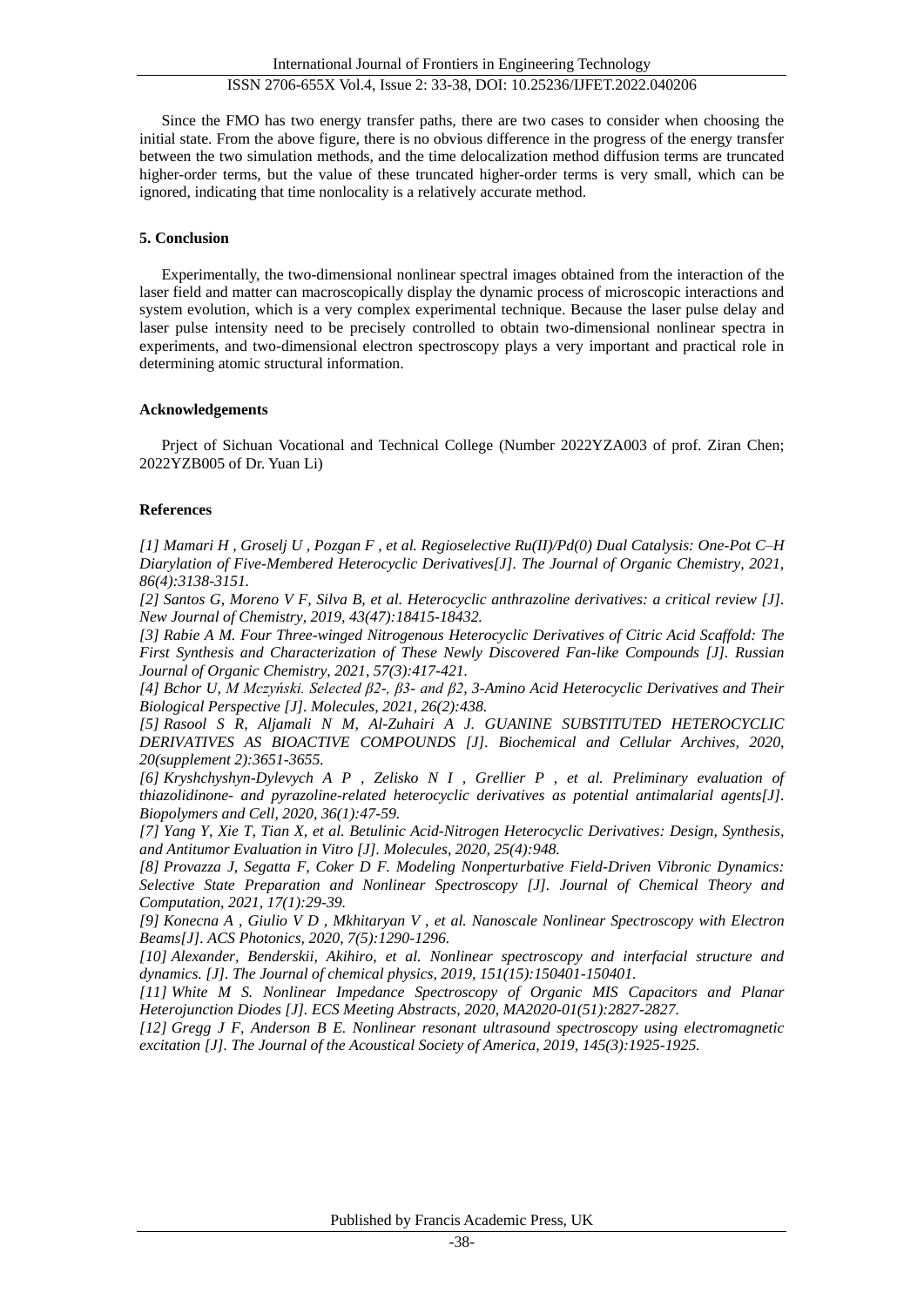Since the FMO has two energy transfer paths, there are two cases to consider when choosing the initial state. From the above figure, there is no obvious difference in the progress of the energy transfer between the two simulation methods, and the time delocalization method diffusion terms are truncated higher-order terms, but the value of these truncated higher-order terms is very small, which can be ignored, indicating that time nonlocality is a relatively accurate method.

## 5. Conclusion

Experimentally, the two-dimensional nonlinear spectral images obtained from the interaction of the laser field and matter can macroscopically display the dynamic process of microscopic interactions and system evolution, which is a very complex experimental technique. Because the laser pulse delay and laser pulse intensity need to be precisely controlled to obtain two-dimensional nonlinear spectra in experiments, and two-dimensional electron spectroscopy plays a very important and practical role in determining atomic structural information.

## Acknowledgements

Prject of Sichuan Vocational and Technical College (Number 2022YZA003 of prof. Ziran Chen; 2022YZB005 of Dr. Yuan Li)

## References

*[1] Mamari H , Groselj U , Pozgan F , et al. Regioselective Ru(II)/Pd(0) Dual Catalysis: One-Pot C–H Diarylation of Five-Membered Heterocyclic Derivatives[J]. The Journal of Organic Chemistry, 2021, 86(4):3138-3151.*

*[2] Santos G, Moreno V F, Silva B, et al. Heterocyclic anthrazoline derivatives: a critical review [J]. New Journal of Chemistry, 2019, 43(47):18415-18432.*

*[3] Rabie A M. Four Three-winged Nitrogenous Heterocyclic Derivatives of Citric Acid Scaffold: The First Synthesis and Characterization of These Newly Discovered Fan-like Compounds [J]. Russian Journal of Organic Chemistry, 2021, 57(3):417-421.*

*[4] Bchor U, M Mczyński. Selected β2-, β3- and β2, 3-Amino Acid Heterocyclic Derivatives and Their Biological Perspective [J]. Molecules, 2021, 26(2):438.*

*[5] Rasool S R, Aljamali N M, Al-Zuhairi A J. GUANINE SUBSTITUTED HETEROCYCLIC DERIVATIVES AS BIOACTIVE COMPOUNDS [J]. Biochemical and Cellular Archives, 2020, 20(supplement 2):3651-3655.*

*[6] Kryshchyshyn-Dylevych A P , Zelisko N I , Grellier P , et al. Preliminary evaluation of thiazolidinone- and pyrazoline-related heterocyclic derivatives as potential antimalarial agents[J]. Biopolymers and Cell, 2020, 36(1):47-59.*

*[7] Yang Y, Xie T, Tian X, et al. Betulinic Acid-Nitrogen Heterocyclic Derivatives: Design, Synthesis, and Antitumor Evaluation in Vitro [J]. Molecules, 2020, 25(4):948.*

*[8] Provazza J, Segatta F, Coker D F. Modeling Nonperturbative Field-Driven Vibronic Dynamics: Selective State Preparation and Nonlinear Spectroscopy [J]. Journal of Chemical Theory and Computation, 2021, 17(1):29-39.*

*[9] Konecna A , Giulio V D , Mkhitaryan V , et al. Nanoscale Nonlinear Spectroscopy with Electron Beams[J]. ACS Photonics, 2020, 7(5):1290-1296.*

*[10] Alexander, Benderskii, Akihiro, et al. Nonlinear spectroscopy and interfacial structure and dynamics. [J]. The Journal of chemical physics, 2019, 151(15):150401-150401.*

*[11] White M S. Nonlinear Impedance Spectroscopy of Organic MIS Capacitors and Planar Heterojunction Diodes [J]. ECS Meeting Abstracts, 2020, MA2020-01(51):2827-2827.*

*[12] Gregg J F, Anderson B E. Nonlinear resonant ultrasound spectroscopy using electromagnetic excitation [J]. The Journal of the Acoustical Society of America, 2019, 145(3):1925-1925.*